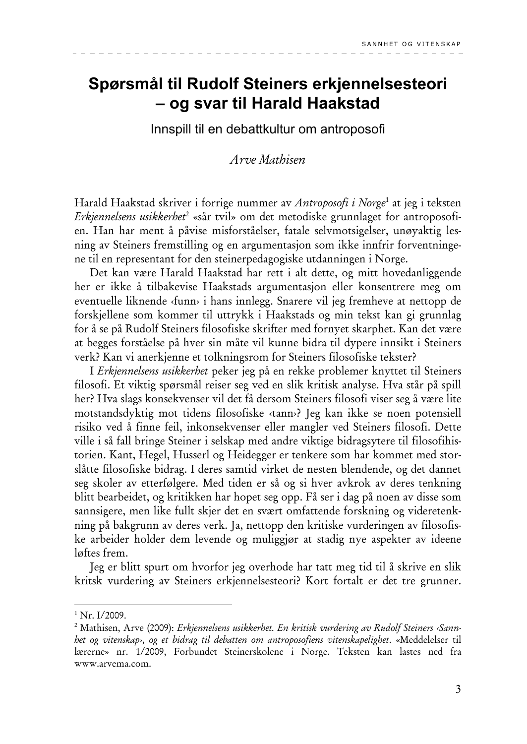# Spørsmål til Rudolf Steiners erkjennelsesteori – og svar til Harald Haakstad

## Innspill til en debattkultur om antroposofi

*Arve Mathisen*

Harald Haakstad skriver i forrige nummer av *Antroposofi i Norge*[1] at jeg i teksten *Erkjennelsens usikkerhet*[2] «sår tvil» om det metodiske grunnlaget for antroposofien. Han har ment å påvise misforståelser, fatale selvmotsigelser, unøyaktig lesning av Steiners fremstilling og en argumentasjon som ikke innfrir forventningene til en representant for den steinerpedagogiske utdanningen i Norge.

Det kan være Harald Haakstad har rett i alt dette, og mitt hovedanliggende her er ikke å tilbakevise Haakstads argumentasjon eller konsentrere meg om eventuelle liknende ‹funn› i hans innlegg. Snarere vil jeg fremheve at nettopp de forskjellene som kommer til uttrykk i Haakstads og min tekst kan gi grunnlag for å se på Rudolf Steiners filosofiske skrifter med fornyet skarphet. Kan det være at begges forståelse på hver sin måte vil kunne bidra til dypere innsikt i Steiners verk? Kan vi anerkjenne et tolkningsrom for Steiners filosofiske tekster?

I *Erkjennelsens usikkerhet* peker jeg på en rekke problemer knyttet til Steiners filosofi. Et viktig spørsmål reiser seg ved en slik kritisk analyse. Hva står på spill her? Hva slags konsekvenser vil det få dersom Steiners filosofi viser seg å være lite motstandsdyktig mot tidens filosofiske ‹tann›? Jeg kan ikke se noen potensiell risiko ved å finne feil, inkonsekvenser eller mangler ved Steiners filosofi. Dette ville i så fall bringe Steiner i selskap med andre viktige bidragsytere til filosofihistorien. Kant, Hegel, Husserl og Heidegger er tenkere som har kommet med storslåtte filosofiske bidrag. I deres samtid virket de nesten blendende, og det dannet seg skoler av etterfølgere. Med tiden er så og si hver avkrok av deres tenkning blitt bearbeidet, og kritikken har hopet seg opp. Få ser i dag på noen av disse som sannsigere, men like fullt skjer det en svært omfattende forskning og videretenkning på bakgrunn av deres verk. Ja, nettopp den kritiske vurderingen av filosofiske arbeider holder dem levende og muliggjør at stadig nye aspekter av ideene løftes frem.

Jeg er blitt spurt om hvorfor jeg overhode har tatt meg tid til å skrive en slik kritsk vurdering av Steiners erkjennelsesteori? Kort fortalt er det tre grunner.

---

[1] Nr. I/2009.

[2] Mathisen, Arve (2009): *Erkjennelsens usikkerhet. En kritisk vurdering av Rudolf Steiners ‹Sannhet og vitenskap›, og et bidrag til debatten om antroposofiens vitenskapelighet*. «Meddelelser til lærerne» nr. 1/2009, Forbundet Steinerskolene i Norge. Teksten kan lastes ned fra www.arvema.com.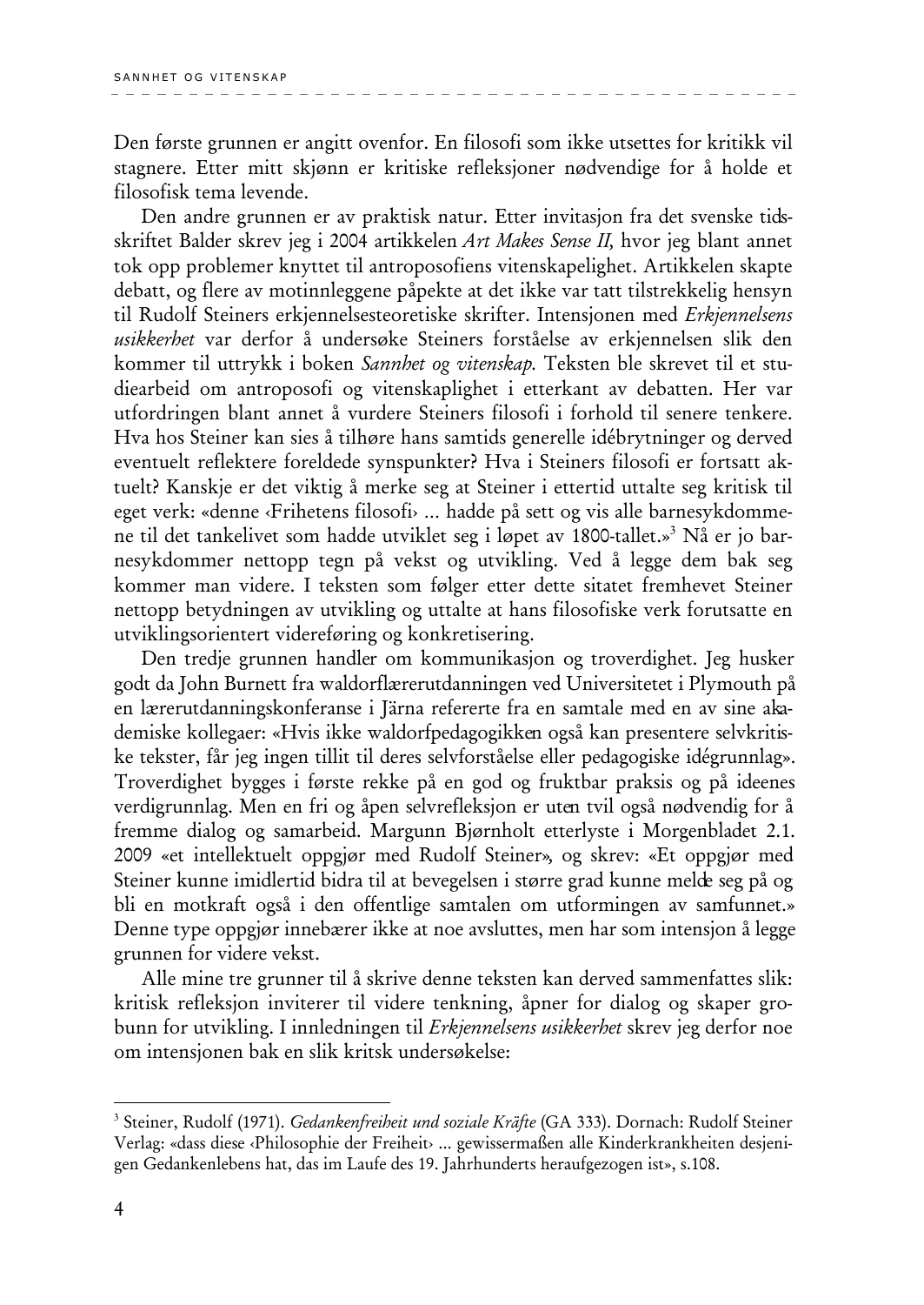Den første grunnen er angitt ovenfor. En filosofi som ikke utsettes for kritikk vil stagnere. Etter mitt skjønn er kritiske refleksjoner nødvendige for å holde et filosofisk tema levende.

Den andre grunnen er av praktisk natur. Etter invitasjon fra det svenske tidsskriftet Balder skrev jeg i 2004 artikkelen *Art Makes Sense II,* hvor jeg blant annet tok opp problemer knyttet til antroposofiens vitenskapelighet. Artikkelen skapte debatt, og flere av motinnleggene påpekte at det ikke var tatt tilstrekkelig hensyn til Rudolf Steiners erkjennelsesteoretiske skrifter. Intensjonen med *Erkjennelsens usikkerhet* var derfor å undersøke Steiners forståelse av erkjennelsen slik den kommer til uttrykk i boken *Sannhet og vitenskap.* Teksten ble skrevet til et studiearbeid om antroposofi og vitenskaplighet i etterkant av debatten. Her var utfordringen blant annet å vurdere Steiners filosofi i forhold til senere tenkere. Hva hos Steiner kan sies å tilhøre hans samtids generelle idébrytninger og derved eventuelt reflektere foreldede synspunkter? Hva i Steiners filosofi er fortsatt aktuelt? Kanskje er det viktig å merke seg at Steiner i ettertid uttalte seg kritisk til eget verk: «denne ‹Frihetens filosofi› ... hadde på sett og vis alle barnesykdommene til det tankelivet som hadde utviklet seg i løpet av 1800-tallet.»[3] Nå er jo barnesykdommer nettopp tegn på vekst og utvikling. Ved å legge dem bak seg kommer man videre. I teksten som følger etter dette sitatet fremhevet Steiner nettopp betydningen av utvikling og uttalte at hans filosofiske verk forutsatte en utviklingsorientert videreføring og konkretisering.

Den tredje grunnen handler om kommunikasjon og troverdighet. Jeg husker godt da John Burnett fra waldorflærerutdanningen ved Universitetet i Plymouth på en lærerutdanningskonferanse i Järna refererte fra en samtale med en av sine akademiske kollegaer: «Hvis ikke waldorfpedagogikken også kan presentere selvkritiske tekster, får jeg ingen tillit til deres selvforståelse eller pedagogiske idégrunnlag». Troverdighet bygges i første rekke på en god og fruktbar praksis og på ideenes verdigrunnlag. Men en fri og åpen selvrefleksjon er uten tvil også nødvendig for å fremme dialog og samarbeid. Margunn Bjørnholt etterlyste i Morgenbladet 2.1. 2009 «et intellektuelt oppgjør med Rudolf Steiner», og skrev: «Et oppgjør med Steiner kunne imidlertid bidra til at bevegelsen i større grad kunne melde seg på og bli en motkraft også i den offentlige samtalen om utformingen av samfunnet.» Denne type oppgjør innebærer ikke at noe avsluttes, men har som intensjon å legge grunnen for videre vekst.

Alle mine tre grunner til å skrive denne teksten kan derved sammenfattes slik: kritisk refleksjon inviterer til videre tenkning, åpner for dialog og skaper grobunn for utvikling. I innledningen til *Erkjennelsens usikkerhet* skrev jeg derfor noe om intensjonen bak en slik kritsk undersøkelse:

---

[3] Steiner, Rudolf (1971). *Gedankenfreiheit und soziale Kräfte* (GA 333). Dornach: Rudolf Steiner Verlag: «dass diese ‹Philosophie der Freiheit› ... gewissermaßen alle Kinderkrankheiten desjenigen Gedankenlebens hat, das im Laufe des 19. Jahrhunderts heraufgezogen ist», s.108.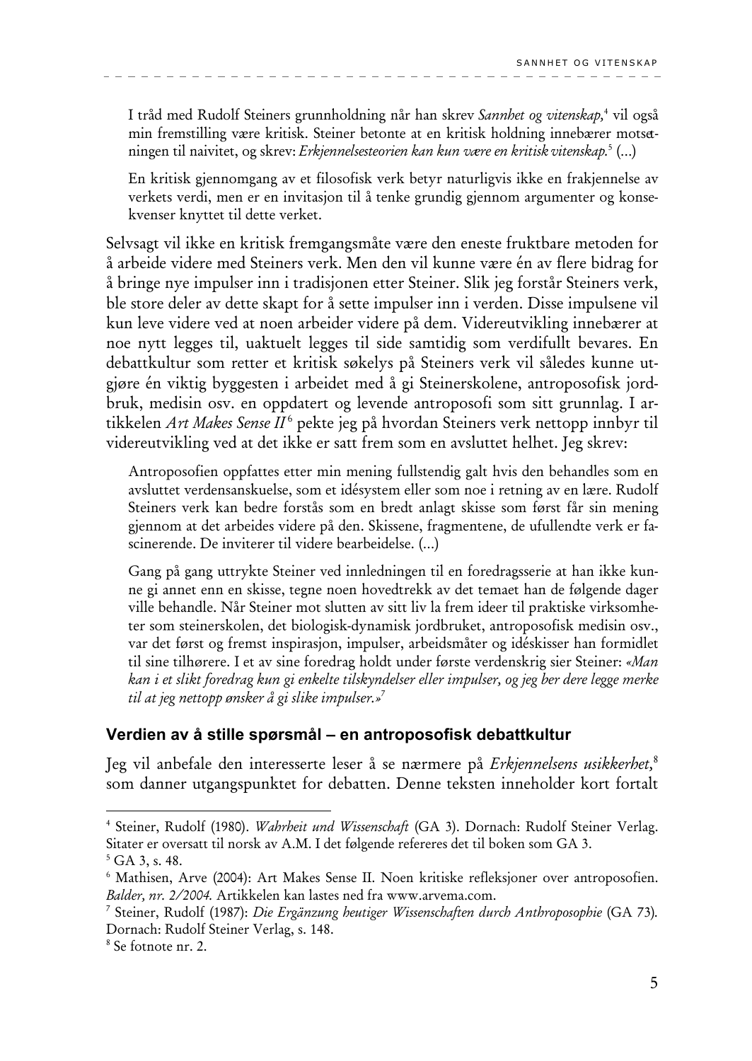> I tråd med Rudolf Steiners grunnholdning når han skrev *Sannhet og vitenskap,*[4] vil også min fremstilling være kritisk. Steiner betonte at en kritisk holdning innebærer motsetningen til naivitet, og skrev: *Erkjennelsesteorien kan kun være en kritisk vitenskap.*[5] (...)
>
> En kritisk gjennomgang av et filosofisk verk betyr naturligvis ikke en frakjennelse av verkets verdi, men er en invitasjon til å tenke grundig gjennom argumenter og konsekvenser knyttet til dette verket.

Selvsagt vil ikke en kritisk fremgangsmåte være den eneste fruktbare metoden for å arbeide videre med Steiners verk. Men den vil kunne være én av flere bidrag for å bringe nye impulser inn i tradisjonen etter Steiner. Slik jeg forstår Steiners verk, ble store deler av dette skapt for å sette impulser inn i verden. Disse impulsene vil kun leve videre ved at noen arbeider videre på dem. Videreutvikling innebærer at noe nytt legges til, uaktuelt legges til side samtidig som verdifullt bevares. En debattkultur som retter et kritisk søkelys på Steiners verk vil således kunne utgjøre én viktig byggesten i arbeidet med å gi Steinerskolene, antroposofisk jordbruk, medisin osv. en oppdatert og levende antroposofi som sitt grunnlag. I artikkelen *Art Makes Sense II*[6] pekte jeg på hvordan Steiners verk nettopp innbyr til videreutvikling ved at det ikke er satt frem som en avsluttet helhet. Jeg skrev:

> Antroposofien oppfattes etter min mening fullstendig galt hvis den behandles som en avsluttet verdensanskuelse, som et idésystem eller som noe i retning av en lære. Rudolf Steiners verk kan bedre forstås som en bredt anlagt skisse som først får sin mening gjennom at det arbeides videre på den. Skissene, fragmentene, de ufullendte verk er fascinerende. De inviterer til videre bearbeidelse. (...)
>
> Gang på gang uttrykte Steiner ved innledningen til en foredragsserie at han ikke kunne gi annet enn en skisse, tegne noen hovedtrekk av det temaet han de følgende dager ville behandle. Når Steiner mot slutten av sitt liv la frem ideer til praktiske virksomheter som steinerskolen, det biologisk-dynamisk jordbruket, antroposofisk medisin osv., var det først og fremst inspirasjon, impulser, arbeidsmåter og idéskisser han formidlet til sine tilhørere. I et av sine foredrag holdt under første verdenskrig sier Steiner: *«Man kan i et slikt foredrag kun gi enkelte tilskyndelser eller impulser, og jeg ber dere legge merke til at jeg nettopp ønsker å gi slike impulser.»*[7]

### Verdien av å stille spørsmål – en antroposofisk debattkultur

Jeg vil anbefale den interesserte leser å se nærmere på *Erkjennelsens usikkerhet,*[8] som danner utgangspunktet for debatten. Denne teksten inneholder kort fortalt

---

[4] Steiner, Rudolf (1980). *Wahrheit und Wissenschaft* (GA 3). Dornach: Rudolf Steiner Verlag. Sitater er oversatt til norsk av A.M. I det følgende refereres det til boken som GA 3.

[5] GA 3, s. 48.

[6] Mathisen, Arve (2004): Art Makes Sense II. Noen kritiske refleksjoner over antroposofien. *Balder, nr. 2/2004.* Artikkelen kan lastes ned fra www.arvema.com.

[7] Steiner, Rudolf (1987): *Die Ergänzung heutiger Wissenschaften durch Anthroposophie* (GA 73). Dornach: Rudolf Steiner Verlag, s. 148.

[8] Se fotnote nr. 2.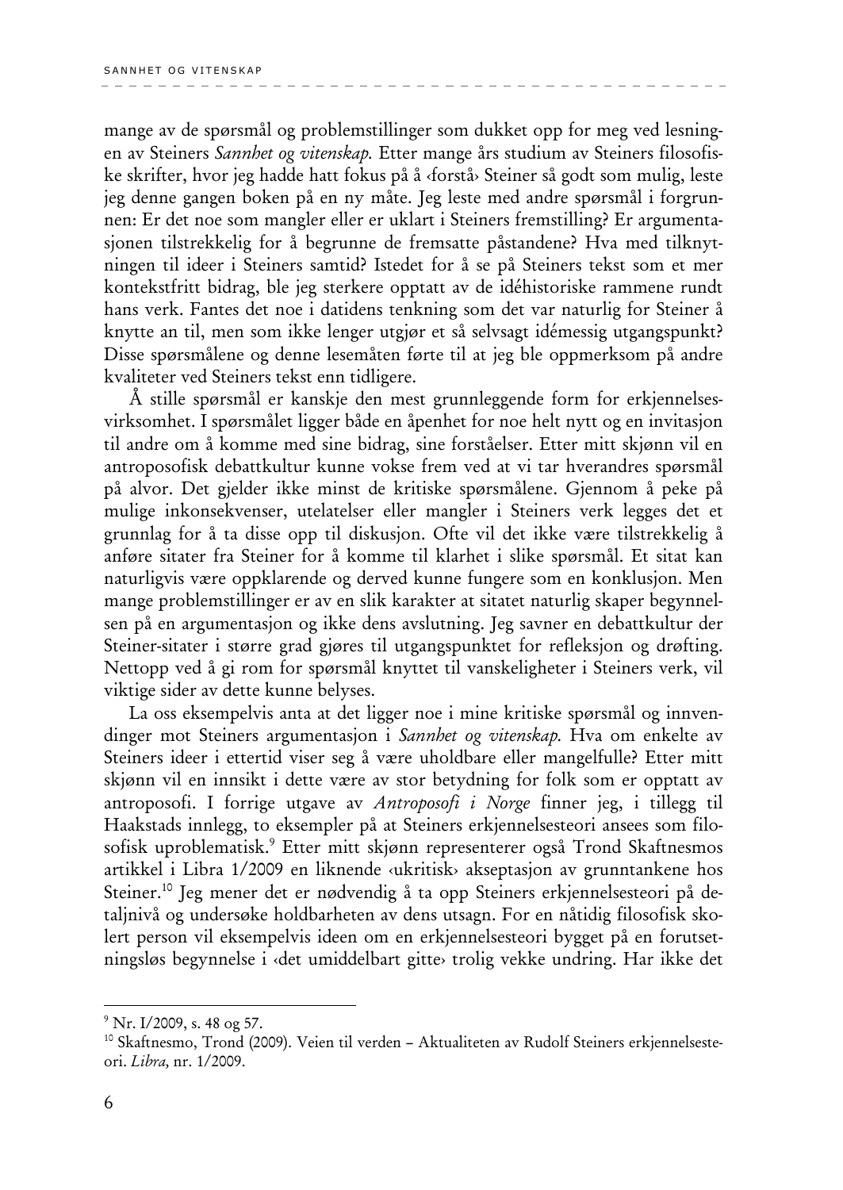mange av de spørsmål og problemstillinger som dukket opp for meg ved lesningen av Steiners *Sannhet og vitenskap.* Etter mange års studium av Steiners filosofiske skrifter, hvor jeg hadde hatt fokus på å ‹forstå› Steiner så godt som mulig, leste jeg denne gangen boken på en ny måte. Jeg leste med andre spørsmål i forgrunnen: Er det noe som mangler eller er uklart i Steiners fremstilling? Er argumentasjonen tilstrekkelig for å begrunne de fremsatte påstandene? Hva med tilknytningen til ideer i Steiners samtid? Istedet for å se på Steiners tekst som et mer kontekstfritt bidrag, ble jeg sterkere opptatt av de idéhistoriske rammene rundt hans verk. Fantes det noe i datidens tenkning som det var naturlig for Steiner å knytte an til, men som ikke lenger utgjør et så selvsagt idémessig utgangspunkt? Disse spørsmålene og denne lesemåten førte til at jeg ble oppmerksom på andre kvaliteter ved Steiners tekst enn tidligere.

Å stille spørsmål er kanskje den mest grunnleggende form for erkjennelsesvirksomhet. I spørsmålet ligger både en åpenhet for noe helt nytt og en invitasjon til andre om å komme med sine bidrag, sine forståelser. Etter mitt skjønn vil en antroposofisk debattkultur kunne vokse frem ved at vi tar hverandres spørsmål på alvor. Det gjelder ikke minst de kritiske spørsmålene. Gjennom å peke på mulige inkonsekvenser, utelatelser eller mangler i Steiners verk legges det et grunnlag for å ta disse opp til diskusjon. Ofte vil det ikke være tilstrekkelig å anføre sitater fra Steiner for å komme til klarhet i slike spørsmål. Et sitat kan naturligvis være oppklarende og derved kunne fungere som en konklusjon. Men mange problemstillinger er av en slik karakter at sitatet naturlig skaper begynnelsen på en argumentasjon og ikke dens avslutning. Jeg savner en debattkultur der Steiner-sitater i større grad gjøres til utgangspunktet for refleksjon og drøfting. Nettopp ved å gi rom for spørsmål knyttet til vanskeligheter i Steiners verk, vil viktige sider av dette kunne belyses.

La oss eksempelvis anta at det ligger noe i mine kritiske spørsmål og innvendinger mot Steiners argumentasjon i *Sannhet og vitenskap.* Hva om enkelte av Steiners ideer i ettertid viser seg å være uholdbare eller mangelfulle? Etter mitt skjønn vil en innsikt i dette være av stor betydning for folk som er opptatt av antroposofi. I forrige utgave av *Antroposofi i Norge* finner jeg, i tillegg til Haakstads innlegg, to eksempler på at Steiners erkjennelsesteori ansees som filosofisk uproblematisk.[9] Etter mitt skjønn representerer også Trond Skaftnesmos artikkel i Libra 1/2009 en liknende ‹ukritisk› akseptasjon av grunntankene hos Steiner.[10] Jeg mener det er nødvendig å ta opp Steiners erkjennelsesteori på detaljnivå og undersøke holdbarheten av dens utsagn. For en nåtidig filosofisk skolert person vil eksempelvis ideen om en erkjennelsesteori bygget på en forutsetningsløs begynnelse i ‹det umiddelbart gitte› trolig vekke undring. Har ikke det

---

[9] Nr. I/2009, s. 48 og 57.

[10] Skaftnesmo, Trond (2009). Veien til verden – Aktualiteten av Rudolf Steiners erkjennelsesteori. *Libra,* nr. 1/2009.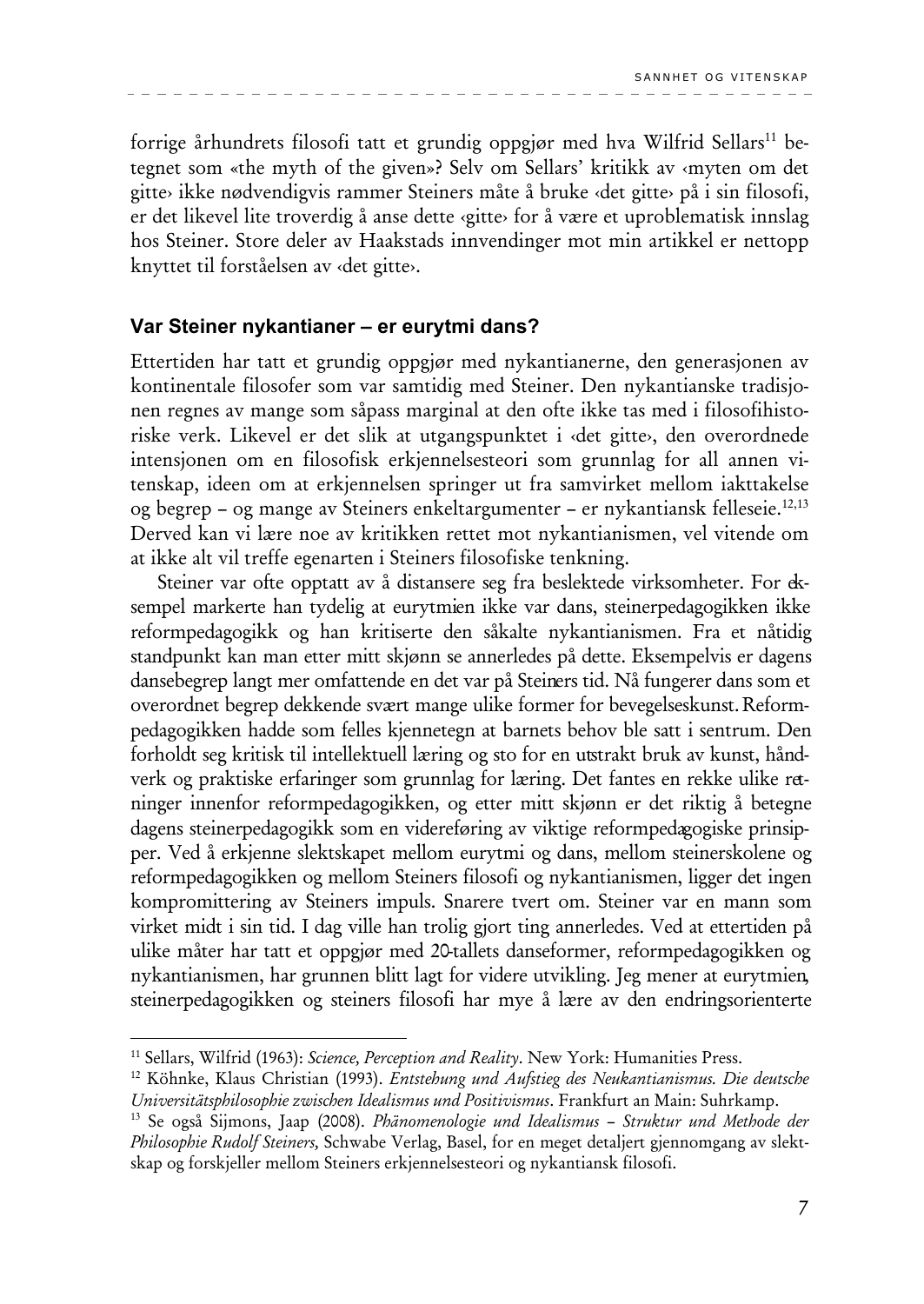forrige århundrets filosofi tatt et grundig oppgjør med hva Wilfrid Sellars[11] betegnet som «the myth of the given»? Selv om Sellars' kritikk av ‹myten om det gitte› ikke nødvendigvis rammer Steiners måte å bruke ‹det gitte› på i sin filosofi, er det likevel lite troverdig å anse dette ‹gitte› for å være et uproblematisk innslag hos Steiner. Store deler av Haakstads innvendinger mot min artikkel er nettopp knyttet til forståelsen av ‹det gitte›.

### Var Steiner nykantianer – er eurytmi dans?

Ettertiden har tatt et grundig oppgjør med nykantianerne, den generasjonen av kontinentale filosofer som var samtidig med Steiner. Den nykantianske tradisjonen regnes av mange som såpass marginal at den ofte ikke tas med i filosofihistoriske verk. Likevel er det slik at utgangspunktet i ‹det gitte›, den overordnede intensjonen om en filosofisk erkjennelsesteori som grunnlag for all annen vitenskap, ideen om at erkjennelsen springer ut fra samvirket mellom iakttakelse og begrep – og mange av Steiners enkeltargumenter – er nykantiansk felleseie.[12,13] Derved kan vi lære noe av kritikken rettet mot nykantianismen, vel vitende om at ikke alt vil treffe egenarten i Steiners filosofiske tenkning.

Steiner var ofte opptatt av å distansere seg fra beslektede virksomheter. For eksempel markerte han tydelig at eurytmien ikke var dans, steinerpedagogikken ikke reformpedagogikk og han kritiserte den såkalte nykantianismen. Fra et nåtidig standpunkt kan man etter mitt skjønn se annerledes på dette. Eksempelvis er dagens dansebegrep langt mer omfattende en det var på Steiners tid. Nå fungerer dans som et overordnet begrep dekkende svært mange ulike former for bevegelseskunst. Reformpedagogikken hadde som felles kjennetegn at barnets behov ble satt i sentrum. Den forholdt seg kritisk til intellektuell læring og sto for en utstrakt bruk av kunst, håndverk og praktiske erfaringer som grunnlag for læring. Det fantes en rekke ulike retninger innenfor reformpedagogikken, og etter mitt skjønn er det riktig å betegne dagens steinerpedagogikk som en videreføring av viktige reformpedagogiske prinsipper. Ved å erkjenne slektskapet mellom eurytmi og dans, mellom steinerskolene og reformpedagogikken og mellom Steiners filosofi og nykantianismen, ligger det ingen kompromittering av Steiners impuls. Snarere tvert om. Steiner var en mann som virket midt i sin tid. I dag ville han trolig gjort ting annerledes. Ved at ettertiden på ulike måter har tatt et oppgjør med 20-tallets danseformer, reformpedagogikken og nykantianismen, har grunnen blitt lagt for videre utvikling. Jeg mener at eurytmien, steinerpedagogikken og steiners filosofi har mye å lære av den endringsorienterte

---

[11] Sellars, Wilfrid (1963): *Science, Perception and Reality*. New York: Humanities Press.

[12] Köhnke, Klaus Christian (1993). *Entstehung und Aufstieg des Neukantianismus. Die deutsche Universitätsphilosophie zwischen Idealismus und Positivismus*. Frankfurt an Main: Suhrkamp.

[13] Se også Sijmons, Jaap (2008). *Phänomenologie und Idealismus – Struktur und Methode der Philosophie Rudolf Steiners,* Schwabe Verlag, Basel, for en meget detaljert gjennomgang av slektskap og forskjeller mellom Steiners erkjennelsesteori og nykantiansk filosofi.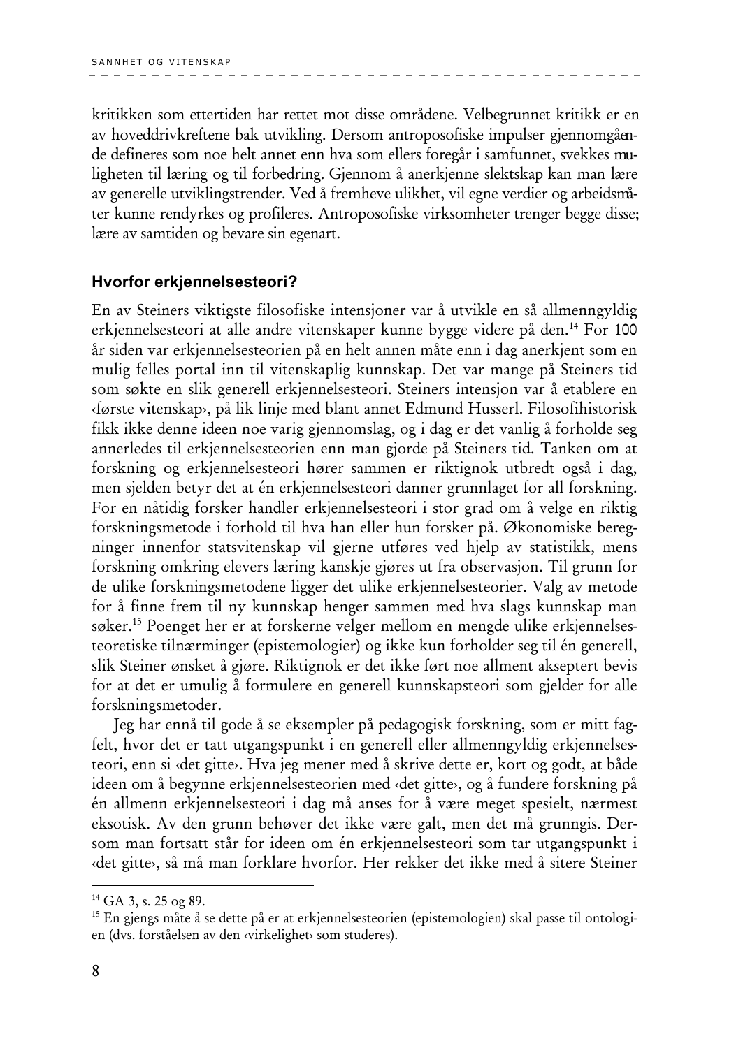kritikken som ettertiden har rettet mot disse områdene. Velbegrunnet kritikk er en av hoveddrivkreftene bak utvikling. Dersom antroposofiske impulser gjennomgående defineres som noe helt annet enn hva som ellers foregår i samfunnet, svekkes muligheten til læring og til forbedring. Gjennom å anerkjenne slektskap kan man lære av generelle utviklingstrender. Ved å fremheve ulikhet, vil egne verdier og arbeidsmåter kunne rendyrkes og profileres. Antroposofiske virksomheter trenger begge disse; lære av samtiden og bevare sin egenart.

### Hvorfor erkjennelsesteori?

En av Steiners viktigste filosofiske intensjoner var å utvikle en så allmenngyldig erkjennelsesteori at alle andre vitenskaper kunne bygge videre på den.[14] For 100 år siden var erkjennelsesteorien på en helt annen måte enn i dag anerkjent som en mulig felles portal inn til vitenskaplig kunnskap. Det var mange på Steiners tid som søkte en slik generell erkjennelsesteori. Steiners intensjon var å etablere en ‹første vitenskap›, på lik linje med blant annet Edmund Husserl. Filosofihistorisk fikk ikke denne ideen noe varig gjennomslag, og i dag er det vanlig å forholde seg annerledes til erkjennelsesteorien enn man gjorde på Steiners tid. Tanken om at forskning og erkjennelsesteori hører sammen er riktignok utbredt også i dag, men sjelden betyr det at én erkjennelsesteori danner grunnlaget for all forskning. For en nåtidig forsker handler erkjennelsesteori i stor grad om å velge en riktig forskningsmetode i forhold til hva han eller hun forsker på. Økonomiske beregninger innenfor statsvitenskap vil gjerne utføres ved hjelp av statistikk, mens forskning omkring elevers læring kanskje gjøres ut fra observasjon. Til grunn for de ulike forskningsmetodene ligger det ulike erkjennelsesteorier. Valg av metode for å finne frem til ny kunnskap henger sammen med hva slags kunnskap man søker.[15] Poenget her er at forskerne velger mellom en mengde ulike erkjennelsesteoretiske tilnærminger (epistemologier) og ikke kun forholder seg til én generell, slik Steiner ønsket å gjøre. Riktignok er det ikke ført noe allment akseptert bevis for at det er umulig å formulere en generell kunnskapsteori som gjelder for alle forskningsmetoder.

Jeg har ennå til gode å se eksempler på pedagogisk forskning, som er mitt fagfelt, hvor det er tatt utgangspunkt i en generell eller allmenngyldig erkjennelsesteori, enn si ‹det gitte›. Hva jeg mener med å skrive dette er, kort og godt, at både ideen om å begynne erkjennelsesteorien med ‹det gitte›, og å fundere forskning på én allmenn erkjennelsesteori i dag må anses for å være meget spesielt, nærmest eksotisk. Av den grunn behøver det ikke være galt, men det må grunngis. Dersom man fortsatt står for ideen om én erkjennelsesteori som tar utgangspunkt i ‹det gitte›, så må man forklare hvorfor. Her rekker det ikke med å sitere Steiner

---

[14] GA 3, s. 25 og 89.

[15] En gjengs måte å se dette på er at erkjennelsesteorien (epistemologien) skal passe til ontologien (dvs. forståelsen av den ‹virkelighet› som studeres).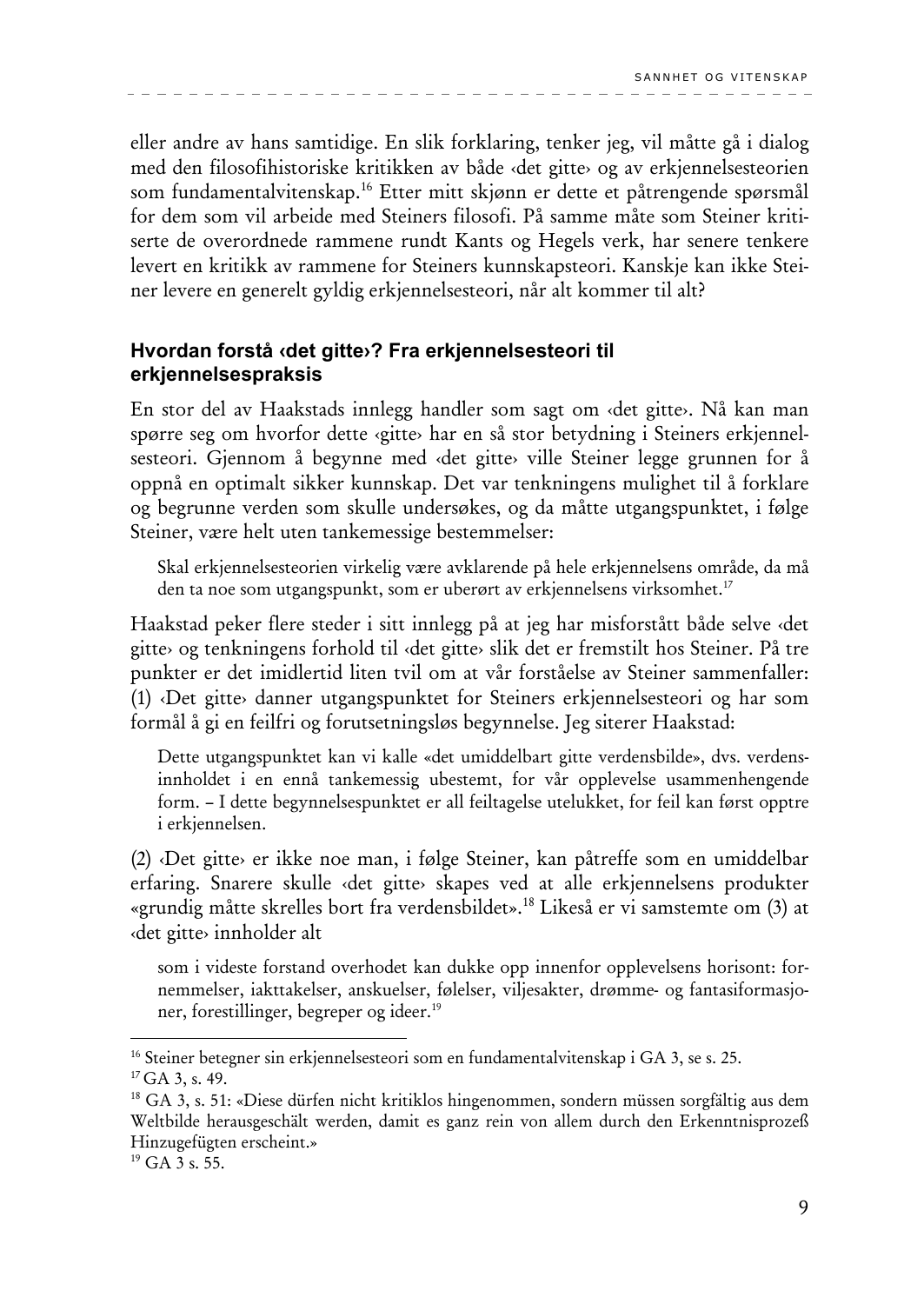eller andre av hans samtidige. En slik forklaring, tenker jeg, vil måtte gå i dialog med den filosofihistoriske kritikken av både ‹det gitte› og av erkjennelsesteorien som fundamentalvitenskap.[16] Etter mitt skjønn er dette et påtrengende spørsmål for dem som vil arbeide med Steiners filosofi. På samme måte som Steiner kritiserte de overordnede rammene rundt Kants og Hegels verk, har senere tenkere levert en kritikk av rammene for Steiners kunnskapsteori. Kanskje kan ikke Steiner levere en generelt gyldig erkjennelsesteori, når alt kommer til alt?

## Hvordan forstå ‹det gitte›? Fra erkjennelsesteori til erkjennelsespraksis

En stor del av Haakstads innlegg handler som sagt om ‹det gitte›. Nå kan man spørre seg om hvorfor dette ‹gitte› har en så stor betydning i Steiners erkjennelsesteori. Gjennom å begynne med ‹det gitte› ville Steiner legge grunnen for å oppnå en optimalt sikker kunnskap. Det var tenkningens mulighet til å forklare og begrunne verden som skulle undersøkes, og da måtte utgangspunktet, i følge Steiner, være helt uten tankemessige bestemmelser:

> Skal erkjennelsesteorien virkelig være avklarende på hele erkjennelsens område, da må den ta noe som utgangspunkt, som er uberørt av erkjennelsens virksomhet.[17]

Haakstad peker flere steder i sitt innlegg på at jeg har misforstått både selve ‹det gitte› og tenkningens forhold til ‹det gitte› slik det er fremstilt hos Steiner. På tre punkter er det imidlertid liten tvil om at vår forståelse av Steiner sammenfaller: (1) ‹Det gitte› danner utgangspunktet for Steiners erkjennelsesteori og har som formål å gi en feilfri og forutsetningsløs begynnelse. Jeg siterer Haakstad:

> Dette utgangspunktet kan vi kalle «det umiddelbart gitte verdensbilde», dvs. verdensinnholdet i en ennå tankemessig ubestemt, for vår opplevelse usammenhengende form. – I dette begynnelsespunktet er all feiltagelse utelukket, for feil kan først opptre i erkjennelsen.

(2) ‹Det gitte› er ikke noe man, i følge Steiner, kan påtreffe som en umiddelbar erfaring. Snarere skulle ‹det gitte› skapes ved at alle erkjennelsens produkter «grundig måtte skrelles bort fra verdensbildet».[18] Likeså er vi samstemte om (3) at ‹det gitte› innholder alt

> som i videste forstand overhodet kan dukke opp innenfor opplevelsens horisont: fornemmelser, iakttakelser, anskuelser, følelser, viljesakter, drømme- og fantasiformasjoner, forestillinger, begreper og ideer.[19]

---

[16] Steiner betegner sin erkjennelsesteori som en fundamentalvitenskap i GA 3, se s. 25.

[17] GA 3, s. 49.

[18] GA 3, s. 51: «Diese dürfen nicht kritiklos hingenommen, sondern müssen sorgfältig aus dem Weltbilde herausgeschält werden, damit es ganz rein von allem durch den Erkenntnisprozeß Hinzugefügten erscheint.»

[19] GA 3 s. 55.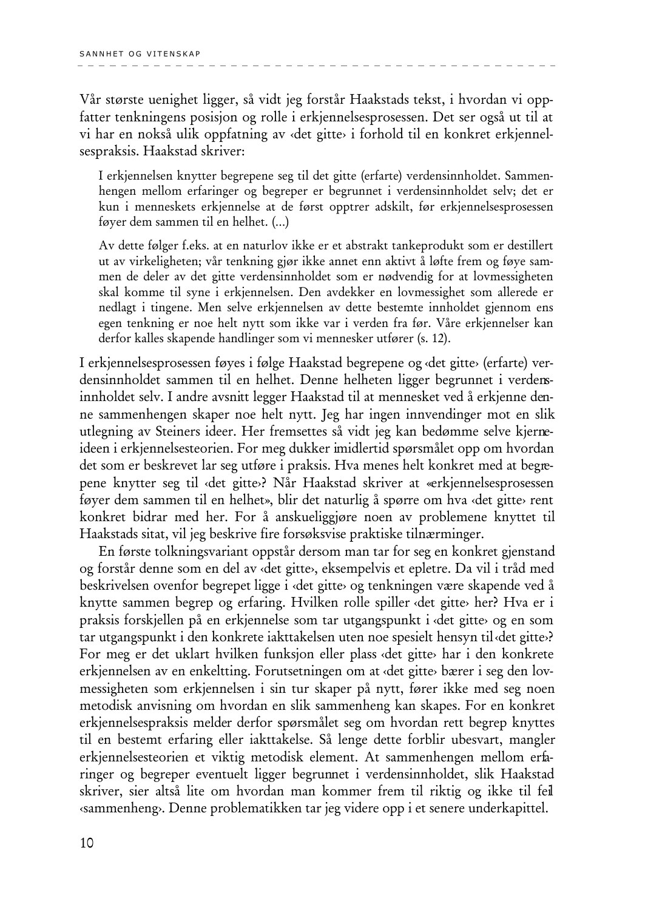Vår største uenighet ligger, så vidt jeg forstår Haakstads tekst, i hvordan vi oppfatter tenkningens posisjon og rolle i erkjennelsesprosessen. Det ser også ut til at vi har en nokså ulik oppfatning av ‹det gitte› i forhold til en konkret erkjennelsespraksis. Haakstad skriver:

> I erkjennelsen knytter begrepene seg til det gitte (erfarte) verdensinnholdet. Sammenhengen mellom erfaringer og begreper er begrunnet i verdensinnholdet selv; det er kun i menneskets erkjennelse at de først opptrer adskilt, før erkjennelsesprosessen føyer dem sammen til en helhet. (...)
>
> Av dette følger f.eks. at en naturlov ikke er et abstrakt tankeprodukt som er destillert ut av virkeligheten; vår tenkning gjør ikke annet enn aktivt å løfte frem og føye sammen de deler av det gitte verdensinnholdet som er nødvendig for at lovmessigheten skal komme til syne i erkjennelsen. Den avdekker en lovmessighet som allerede er nedlagt i tingene. Men selve erkjennelsen av dette bestemte innholdet gjennom ens egen tenkning er noe helt nytt som ikke var i verden fra før. Våre erkjennelser kan derfor kalles skapende handlinger som vi mennesker utfører (s. 12).

I erkjennelsesprosessen føyes i følge Haakstad begrepene og ‹det gitte› (erfarte) verdensinnholdet sammen til en helhet. Denne helheten ligger begrunnet i verdensinnholdet selv. I andre avsnitt legger Haakstad til at mennesket ved å erkjenne denne sammenhengen skaper noe helt nytt. Jeg har ingen innvendinger mot en slik utlegning av Steiners ideer. Her fremsettes så vidt jeg kan bedømme selve kjerneideen i erkjennelsesteorien. For meg dukker imidlertid spørsmålet opp om hvordan det som er beskrevet lar seg utføre i praksis. Hva menes helt konkret med at begrepene knytter seg til ‹det gitte›? Når Haakstad skriver at «erkjennelsesprosessen føyer dem sammen til en helhet», blir det naturlig å spørre om hva ‹det gitte› rent konkret bidrar med her. For å anskueliggjøre noen av problemene knyttet til Haakstads sitat, vil jeg beskrive fire forsøksvise praktiske tilnærminger.

En første tolkningsvariant oppstår dersom man tar for seg en konkret gjenstand og forstår denne som en del av ‹det gitte›, eksempelvis et epletre. Da vil i tråd med beskrivelsen ovenfor begrepet ligge i ‹det gitte› og tenkningen være skapende ved å knytte sammen begrep og erfaring. Hvilken rolle spiller ‹det gitte› her? Hva er i praksis forskjellen på en erkjennelse som tar utgangspunkt i ‹det gitte› og en som tar utgangspunkt i den konkrete iakttakelsen uten noe spesielt hensyn til ‹det gitte›? For meg er det uklart hvilken funksjon eller plass ‹det gitte› har i den konkrete erkjennelsen av en enkeltting. Forutsetningen om at ‹det gitte› bærer i seg den lovmessigheten som erkjennelsen i sin tur skaper på nytt, fører ikke med seg noen metodisk anvisning om hvordan en slik sammenheng kan skapes. For en konkret erkjennelsespraksis melder derfor spørsmålet seg om hvordan rett begrep knyttes til en bestemt erfaring eller iakttakelse. Så lenge dette forblir ubesvart, mangler erkjennelsesteorien et viktig metodisk element. At sammenhengen mellom erfaringer og begreper eventuelt ligger begrunnet i verdensinnholdet, slik Haakstad skriver, sier altså lite om hvordan man kommer frem til riktig og ikke til feil ‹sammenheng›. Denne problematikken tar jeg videre opp i et senere underkapittel.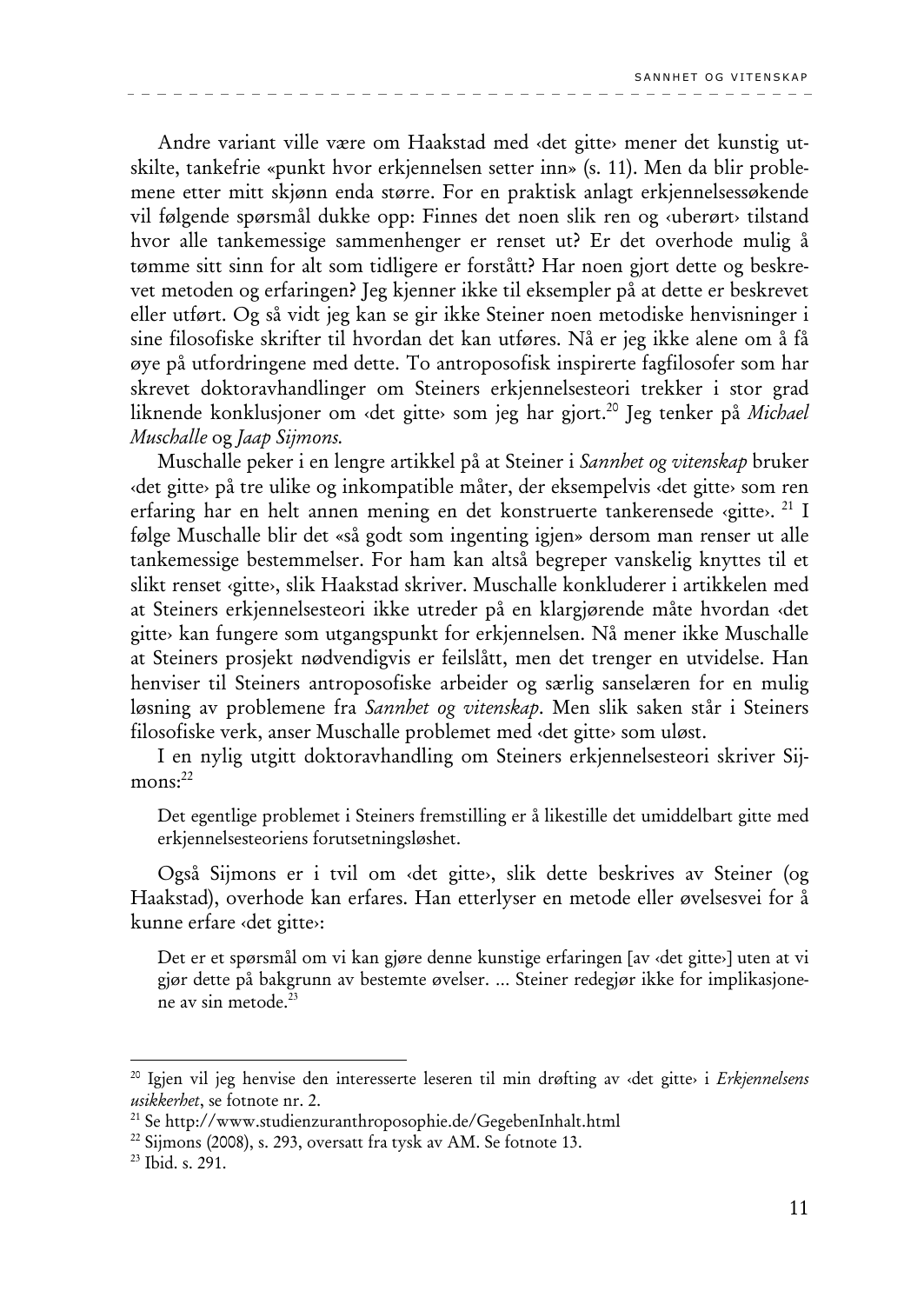Andre variant ville være om Haakstad med ‹det gitte› mener det kunstig utskilte, tankefrie «punkt hvor erkjennelsen setter inn» (s. 11). Men da blir problemene etter mitt skjønn enda større. For en praktisk anlagt erkjennelsessøkende vil følgende spørsmål dukke opp: Finnes det noen slik ren og ‹uberørt› tilstand hvor alle tankemessige sammenhenger er renset ut? Er det overhode mulig å tømme sitt sinn for alt som tidligere er forstått? Har noen gjort dette og beskrevet metoden og erfaringen? Jeg kjenner ikke til eksempler på at dette er beskrevet eller utført. Og så vidt jeg kan se gir ikke Steiner noen metodiske henvisninger i sine filosofiske skrifter til hvordan det kan utføres. Nå er jeg ikke alene om å få øye på utfordringene med dette. To antroposofisk inspirerte fagfilosofer som har skrevet doktoravhandlinger om Steiners erkjennelsesteori trekker i stor grad liknende konklusjoner om ‹det gitte› som jeg har gjort.[20] Jeg tenker på *Michael Muschalle* og *Jaap Sijmons*.

Muschalle peker i en lengre artikkel på at Steiner i *Sannhet og vitenskap* bruker ‹det gitte› på tre ulike og inkompatible måter, der eksempelvis ‹det gitte› som ren erfaring har en helt annen mening en det konstruerte tankerensede ‹gitte›. [21] I følge Muschalle blir det «så godt som ingenting igjen» dersom man renser ut alle tankemessige bestemmelser. For ham kan altså begreper vanskelig knyttes til et slikt renset ‹gitte›, slik Haakstad skriver. Muschalle konkluderer i artikkelen med at Steiners erkjennelsesteori ikke utreder på en klargjørende måte hvordan ‹det gitte› kan fungere som utgangspunkt for erkjennelsen. Nå mener ikke Muschalle at Steiners prosjekt nødvendigvis er feilslått, men det trenger en utvidelse. Han henviser til Steiners antroposofiske arbeider og særlig sanselæren for en mulig løsning av problemene fra *Sannhet og vitenskap*. Men slik saken står i Steiners filosofiske verk, anser Muschalle problemet med ‹det gitte› som uløst.

I en nylig utgitt doktoravhandling om Steiners erkjennelsesteori skriver Sijmons:[22]

> Det egentlige problemet i Steiners fremstilling er å likestille det umiddelbart gitte med erkjennelsesteoriens forutsetningsløshet.

Også Sijmons er i tvil om ‹det gitte›, slik dette beskrives av Steiner (og Haakstad), overhode kan erfares. Han etterlyser en metode eller øvelsesvei for å kunne erfare ‹det gitte›:

> Det er et spørsmål om vi kan gjøre denne kunstige erfaringen [av ‹det gitte›] uten at vi gjør dette på bakgrunn av bestemte øvelser. ... Steiner redegjør ikke for implikasjonene av sin metode.[23]

---

[20] Igjen vil jeg henvise den interesserte leseren til min drøfting av ‹det gitte› i *Erkjennelsens usikkerhet*, se fotnote nr. 2.

[21] Se http://www.studienzuranthroposophie.de/GegebenInhalt.html

[22] Sijmons (2008), s. 293, oversatt fra tysk av AM. Se fotnote 13.

[23] Ibid. s. 291.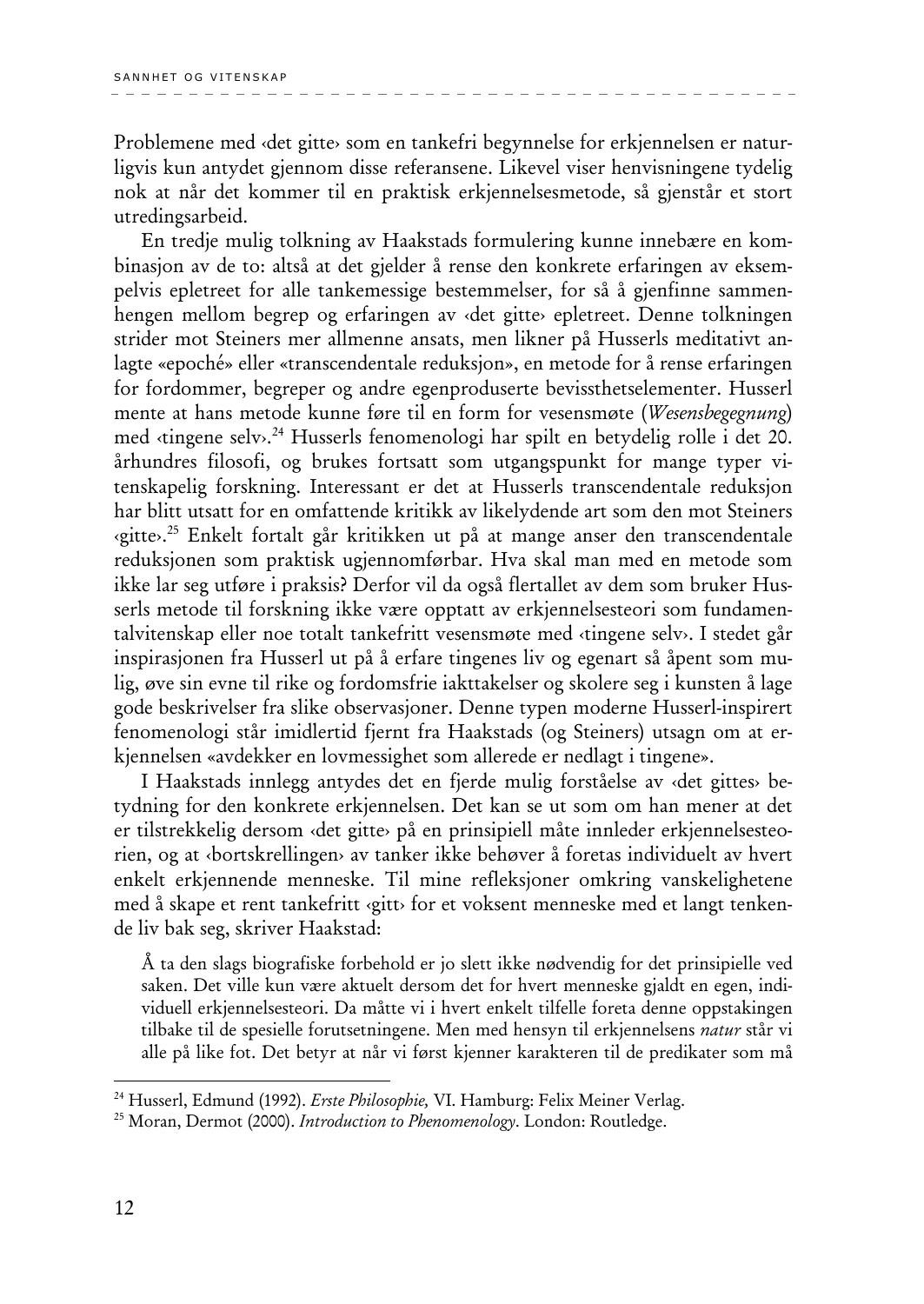Problemene med ‹det gitte› som en tankefri begynnelse for erkjennelsen er naturligvis kun antydet gjennom disse referansene. Likevel viser henvisningene tydelig nok at når det kommer til en praktisk erkjennelsesmetode, så gjenstår et stort utredingsarbeid.

En tredje mulig tolkning av Haakstads formulering kunne innebære en kombinasjon av de to: altså at det gjelder å rense den konkrete erfaringen av eksempelvis epletreet for alle tankemessige bestemmelser, for så å gjenfinne sammenhengen mellom begrep og erfaringen av ‹det gitte› epletreet. Denne tolkningen strider mot Steiners mer allmenne ansats, men likner på Husserls meditativt anlagte «epoché» eller «transcendentale reduksjon», en metode for å rense erfaringen for fordommer, begreper og andre egenproduserte bevissthetselementer. Husserl mente at hans metode kunne føre til en form for vesensmøte (*Wesensbegegnung*) med ‹tingene selv›.[24] Husserls fenomenologi har spilt en betydelig rolle i det 20. århundres filosofi, og brukes fortsatt som utgangspunkt for mange typer vitenskapelig forskning. Interessant er det at Husserls transcendentale reduksjon har blitt utsatt for en omfattende kritikk av likelydende art som den mot Steiners ‹gitte›.[25] Enkelt fortalt går kritikken ut på at mange anser den transcendentale reduksjonen som praktisk ugjennomførbar. Hva skal man med en metode som ikke lar seg utføre i praksis? Derfor vil da også flertallet av dem som bruker Husserls metode til forskning ikke være opptatt av erkjennelsesteori som fundamentalvitenskap eller noe totalt tankefritt vesensmøte med ‹tingene selv›. I stedet går inspirasjonen fra Husserl ut på å erfare tingenes liv og egenart så åpent som mulig, øve sin evne til rike og fordomsfrie iakttakelser og skolere seg i kunsten å lage gode beskrivelser fra slike observasjoner. Denne typen moderne Husserl-inspirert fenomenologi står imidlertid fjernt fra Haakstads (og Steiners) utsagn om at erkjennelsen «avdekker en lovmessighet som allerede er nedlagt i tingene».

I Haakstads innlegg antydes det en fjerde mulig forståelse av ‹det gittes› betydning for den konkrete erkjennelsen. Det kan se ut som om han mener at det er tilstrekkelig dersom ‹det gitte› på en prinsipiell måte innleder erkjennelsesteorien, og at ‹bortskrellingen› av tanker ikke behøver å foretas individuelt av hvert enkelt erkjennende menneske. Til mine refleksjoner omkring vanskelighetene med å skape et rent tankefritt ‹gitt› for et voksent menneske med et langt tenkende liv bak seg, skriver Haakstad:

> Å ta den slags biografiske forbehold er jo slett ikke nødvendig for det prinsipielle ved saken. Det ville kun være aktuelt dersom det for hvert menneske gjaldt en egen, individuell erkjennelsesteori. Da måtte vi i hvert enkelt tilfelle foreta denne oppstakingen tilbake til de spesielle forutsetningene. Men med hensyn til erkjennelsens *natur* står vi alle på like fot. Det betyr at når vi først kjenner karakteren til de predikater som må

---

[24] Husserl, Edmund (1992). *Erste Philosophie,* VI. Hamburg: Felix Meiner Verlag.

[25] Moran, Dermot (2000). *Introduction to Phenomenology*. London: Routledge.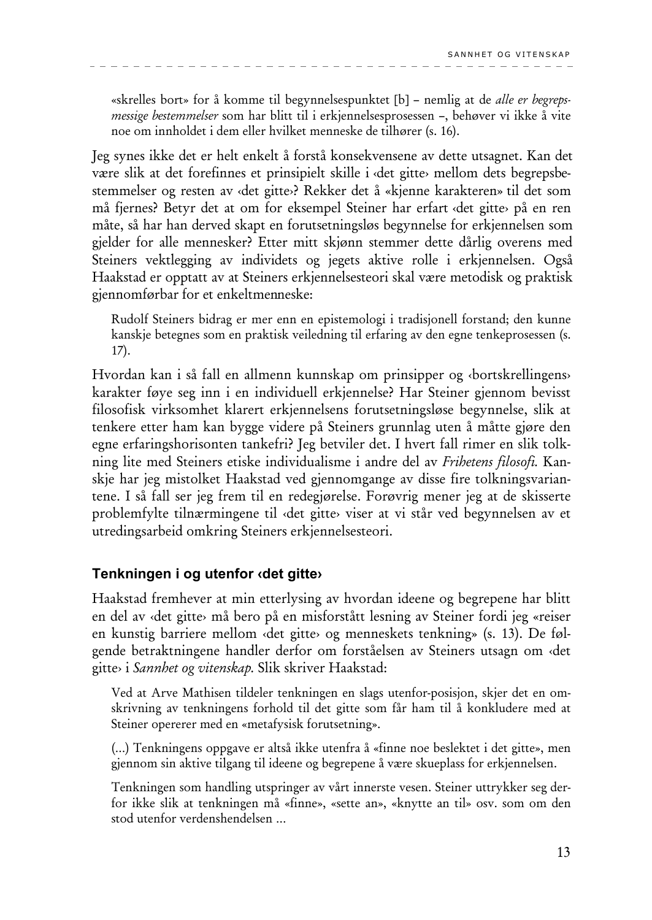> «skrelles bort» for å komme til begynnelsespunktet [b] – nemlig at de *alle er begrepsmessige bestemmelser* som har blitt til i erkjennelsesprosessen –, behøver vi ikke å vite noe om innholdet i dem eller hvilket menneske de tilhører (s. 16).

Jeg synes ikke det er helt enkelt å forstå konsekvensene av dette utsagnet. Kan det være slik at det forefinnes et prinsipielt skille i ‹det gitte› mellom dets begrepsbestemmelser og resten av ‹det gitte›? Rekker det å «kjenne karakteren» til det som må fjernes? Betyr det at om for eksempel Steiner har erfart ‹det gitte› på en ren måte, så har han derved skapt en forutsetningsløs begynnelse for erkjennelsen som gjelder for alle mennesker? Etter mitt skjønn stemmer dette dårlig overens med Steiners vektlegging av individets og jegets aktive rolle i erkjennelsen. Også Haakstad er opptatt av at Steiners erkjennelsesteori skal være metodisk og praktisk gjennomførbar for et enkeltmenneske:

> Rudolf Steiners bidrag er mer enn en epistemologi i tradisjonell forstand; den kunne kanskje betegnes som en praktisk veiledning til erfaring av den egne tenkeprosessen (s. 17).

Hvordan kan i så fall en allmenn kunnskap om prinsipper og ‹bortskrellingens› karakter føye seg inn i en individuell erkjennelse? Har Steiner gjennom bevisst filosofisk virksomhet klarert erkjennelsens forutsetningsløse begynnelse, slik at tenkere etter ham kan bygge videre på Steiners grunnlag uten å måtte gjøre den egne erfaringshorisonten tankefri? Jeg betviler det. I hvert fall rimer en slik tolkning lite med Steiners etiske individualisme i andre del av *Frihetens filosofi.* Kanskje har jeg mistolket Haakstad ved gjennomgange av disse fire tolkningsvariantene. I så fall ser jeg frem til en redegjørelse. Forøvrig mener jeg at de skisserte problemfylte tilnærmingene til ‹det gitte› viser at vi står ved begynnelsen av et utredingsarbeid omkring Steiners erkjennelsesteori.

## Tenkningen i og utenfor ‹det gitte›

Haakstad fremhever at min etterlysing av hvordan ideene og begrepene har blitt en del av ‹det gitte› må bero på en misforstått lesning av Steiner fordi jeg «reiser en kunstig barriere mellom ‹det gitte› og menneskets tenkning» (s. 13). De følgende betraktningene handler derfor om forståelsen av Steiners utsagn om ‹det gitte› i *Sannhet og vitenskap.* Slik skriver Haakstad:

> Ved at Arve Mathisen tildeler tenkningen en slags utenfor-posisjon, skjer det en omskrivning av tenkningens forhold til det gitte som får ham til å konkludere med at Steiner opererer med en «metafysisk forutsetning».
>
> (...) Tenkningens oppgave er altså ikke utenfra å «finne noe beslektet i det gitte», men gjennom sin aktive tilgang til ideene og begrepene å være skueplass for erkjennelsen.
>
> Tenkningen som handling utspringer av vårt innerste vesen. Steiner uttrykker seg derfor ikke slik at tenkningen må «finne», «sette an», «knytte an til» osv. som om den stod utenfor verdenshendelsen ...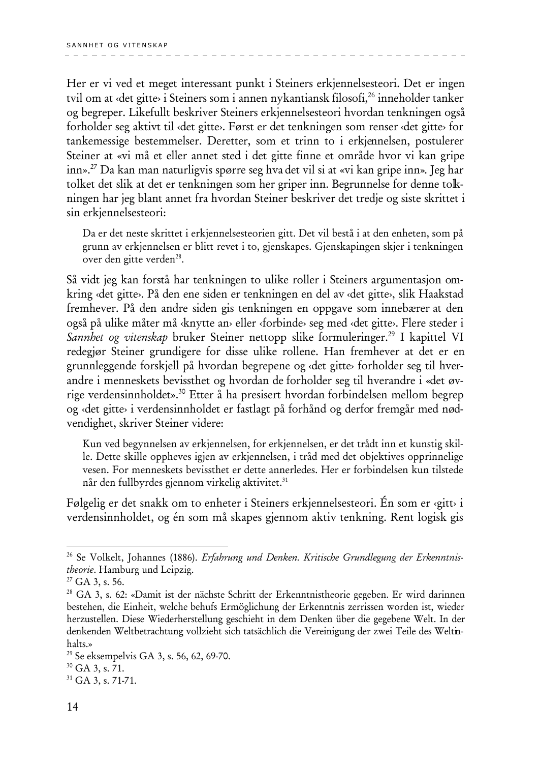Her er vi ved et meget interessant punkt i Steiners erkjennelsesteori. Det er ingen tvil om at ‹det gitte› i Steiners som i annen nykantiansk filosofi,[26] inneholder tanker og begreper. Likefullt beskriver Steiners erkjennelsesteori hvordan tenkningen også forholder seg aktivt til ‹det gitte›. Først er det tenkningen som renser ‹det gitte› for tankemessige bestemmelser. Deretter, som et trinn to i erkjennelsen, postulerer Steiner at «vi må et eller annet sted i det gitte finne et område hvor vi kan gripe inn».[27] Da kan man naturligvis spørre seg hva det vil si at «vi kan gripe inn». Jeg har tolket det slik at det er tenkningen som her griper inn. Begrunnelse for denne tolkningen har jeg blant annet fra hvordan Steiner beskriver det tredje og siste skrittet i sin erkjennelsesteori:

> Da er det neste skrittet i erkjennelsesteorien gitt. Det vil bestå i at den enheten, som på grunn av erkjennelsen er blitt revet i to, gjenskapes. Gjenskapingen skjer i tenkningen over den gitte verden[28].

Så vidt jeg kan forstå har tenkningen to ulike roller i Steiners argumentasjon omkring ‹det gitte›. På den ene siden er tenkningen en del av ‹det gitte›, slik Haakstad fremhever. På den andre siden gis tenkningen en oppgave som innebærer at den også på ulike måter må ‹knytte an› eller ‹forbinde› seg med ‹det gitte›. Flere steder i *Sannhet og vitenskap* bruker Steiner nettopp slike formuleringer.[29] I kapittel VI redegjør Steiner grundigere for disse ulike rollene. Han fremhever at det er en grunnleggende forskjell på hvordan begrepene og ‹det gitte› forholder seg til hverandre i menneskets bevissthet og hvordan de forholder seg til hverandre i «det øvrige verdensinnholdet».[30] Etter å ha presisert hvordan forbindelsen mellom begrep og ‹det gitte› i verdensinnholdet er fastlagt på forhånd og derfor fremgår med nødvendighet, skriver Steiner videre:

> Kun ved begynnelsen av erkjennelsen, for erkjennelsen, er det trådt inn et kunstig skille. Dette skille oppheves igjen av erkjennelsen, i tråd med det objektives opprinnelige vesen. For menneskets bevissthet er dette annerledes. Her er forbindelsen kun tilstede når den fullbyrdes gjennom virkelig aktivitet.[31]

Følgelig er det snakk om to enheter i Steiners erkjennelsesteori. Én som er ‹gitt› i verdensinnholdet, og én som må skapes gjennom aktiv tenkning. Rent logisk gis

---

[26] Se Volkelt, Johannes (1886). *Erfahrung und Denken. Kritische Grundlegung der Erkenntnistheorie*. Hamburg und Leipzig.

[27] GA 3, s. 56.

[28] GA 3, s. 62: «Damit ist der nächste Schritt der Erkenntnistheorie gegeben. Er wird darinnen bestehen, die Einheit, welche behufs Ermöglichung der Erkenntnis zerrissen worden ist, wieder herzustellen. Diese Wiederherstellung geschieht in dem Denken über die gegebene Welt. In der denkenden Weltbetrachtung vollzieht sich tatsächlich die Vereinigung der zwei Teile des Weltinhalts.»

[29] Se eksempelvis GA 3, s. 56, 62, 69-70.

[30] GA 3, s. 71.

[31] GA 3, s. 71-71.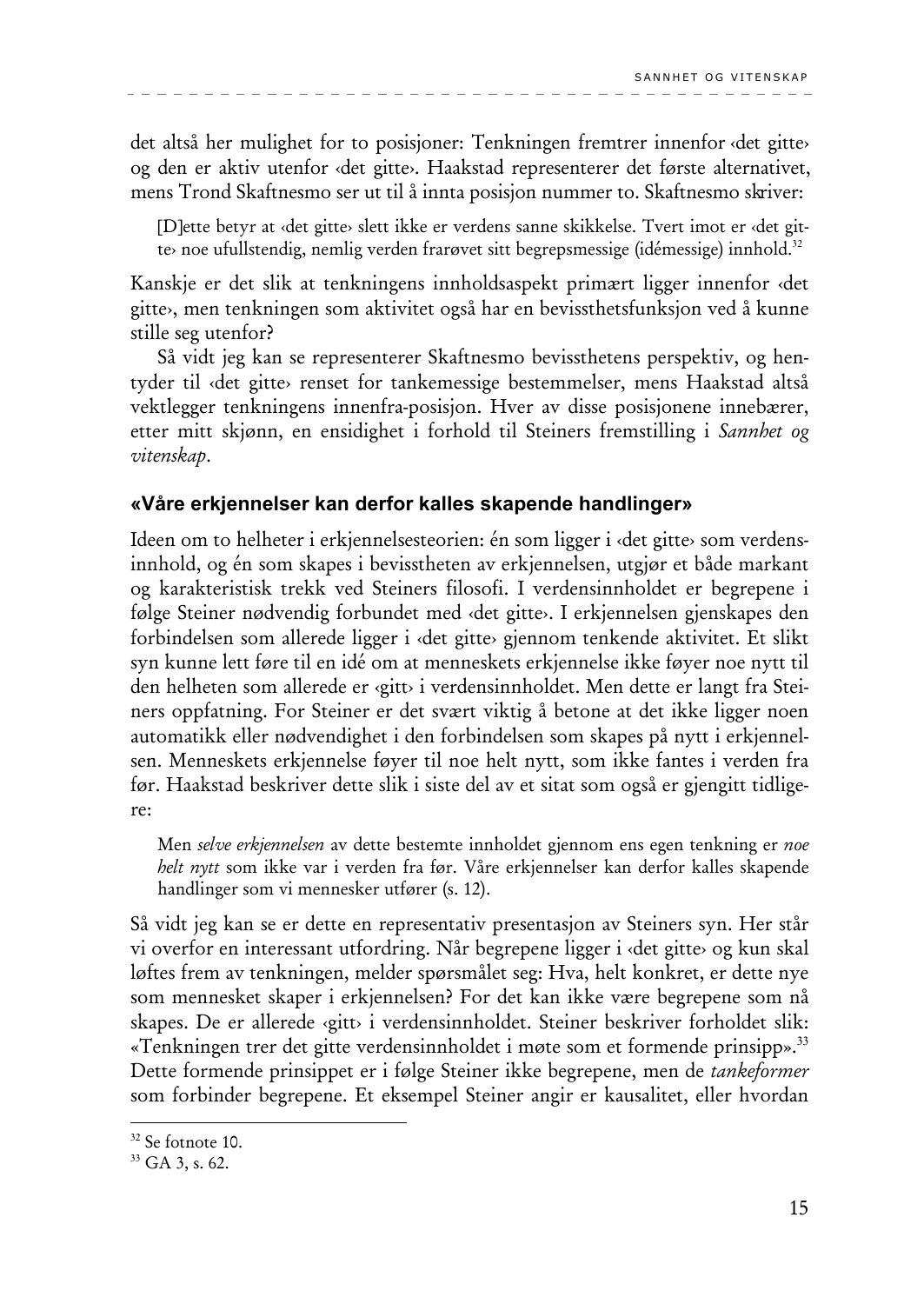det altså her mulighet for to posisjoner: Tenkningen fremtrer innenfor ‹det gitte› og den er aktiv utenfor ‹det gitte›. Haakstad representerer det første alternativet, mens Trond Skaftnesmo ser ut til å innta posisjon nummer to. Skaftnesmo skriver:

> [D]ette betyr at ‹det gitte› slett ikke er verdens sanne skikkelse. Tvert imot er ‹det gitte› noe ufullstendig, nemlig verden frarøvet sitt begrepsmessige (idémessige) innhold.[32]

Kanskje er det slik at tenkningens innholdsaspekt primært ligger innenfor ‹det gitte›, men tenkningen som aktivitet også har en bevissthetsfunksjon ved å kunne stille seg utenfor?

Så vidt jeg kan se representerer Skaftnesmo bevissthetens perspektiv, og hentyder til ‹det gitte› renset for tankemessige bestemmelser, mens Haakstad altså vektlegger tenkningens innenfra-posisjon. Hver av disse posisjonene innebærer, etter mitt skjønn, en ensidighet i forhold til Steiners fremstilling i *Sannhet og vitenskap*.

## «Våre erkjennelser kan derfor kalles skapende handlinger»

Ideen om to helheter i erkjennelsesteorien: én som ligger i ‹det gitte› som verdensinnhold, og én som skapes i bevisstheten av erkjennelsen, utgjør et både markant og karakteristisk trekk ved Steiners filosofi. I verdensinnholdet er begrepene i følge Steiner nødvendig forbundet med ‹det gitte›. I erkjennelsen gjenskapes den forbindelsen som allerede ligger i ‹det gitte› gjennom tenkende aktivitet. Et slikt syn kunne lett føre til en idé om at menneskets erkjennelse ikke føyer noe nytt til den helheten som allerede er ‹gitt› i verdensinnholdet. Men dette er langt fra Steiners oppfatning. For Steiner er det svært viktig å betone at det ikke ligger noen automatikk eller nødvendighet i den forbindelsen som skapes på nytt i erkjennelsen. Menneskets erkjennelse føyer til noe helt nytt, som ikke fantes i verden fra før. Haakstad beskriver dette slik i siste del av et sitat som også er gjengitt tidligere:

> Men *selve erkjennelsen* av dette bestemte innholdet gjennom ens egen tenkning er *noe helt nytt* som ikke var i verden fra før. Våre erkjennelser kan derfor kalles skapende handlinger som vi mennesker utfører (s. 12).

Så vidt jeg kan se er dette en representativ presentasjon av Steiners syn. Her står vi overfor en interessant utfordring. Når begrepene ligger i ‹det gitte› og kun skal løftes frem av tenkningen, melder spørsmålet seg: Hva, helt konkret, er dette nye som mennesket skaper i erkjennelsen? For det kan ikke være begrepene som nå skapes. De er allerede ‹gitt› i verdensinnholdet. Steiner beskriver forholdet slik: «Tenkningen trer det gitte verdensinnholdet i møte som et formende prinsipp».[33] Dette formende prinsippet er i følge Steiner ikke begrepene, men de *tankeformer* som forbinder begrepene. Et eksempel Steiner angir er kausalitet, eller hvordan

---

[32] Se fotnote 10.

[33] GA 3, s. 62.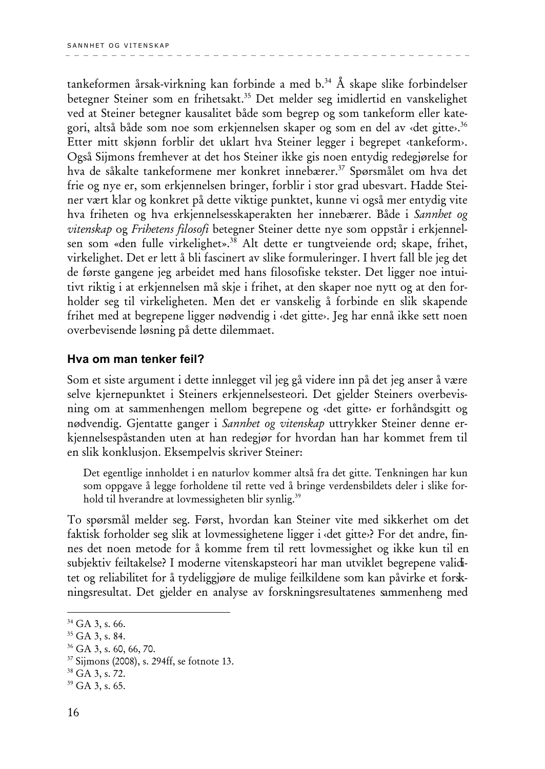tankeformen årsak-virkning kan forbinde a med b.[34] Å skape slike forbindelser betegner Steiner som en frihetsakt.[35] Det melder seg imidlertid en vanskelighet ved at Steiner betegner kausalitet både som begrep og som tankeform eller kategori, altså både som noe som erkjennelsen skaper og som en del av ‹det gitte›.[36] Etter mitt skjønn forblir det uklart hva Steiner legger i begrepet ‹tankeform›. Også Sijmons fremhever at det hos Steiner ikke gis noen entydig redegjørelse for hva de såkalte tankeformene mer konkret innebærer.[37] Spørsmålet om hva det frie og nye er, som erkjennelsen bringer, forblir i stor grad ubesvart. Hadde Steiner vært klar og konkret på dette viktige punktet, kunne vi også mer entydig vite hva friheten og hva erkjennelsesskaperakten her innebærer. Både i *Sannhet og vitenskap* og *Frihetens filosofi* betegner Steiner dette nye som oppstår i erkjennelsen som «den fulle virkelighet».[38] Alt dette er tungtveiende ord; skape, frihet, virkelighet. Det er lett å bli fascinert av slike formuleringer. I hvert fall ble jeg det de første gangene jeg arbeidet med hans filosofiske tekster. Det ligger noe intuitivt riktig i at erkjennelsen må skje i frihet, at den skaper noe nytt og at den forholder seg til virkeligheten. Men det er vanskelig å forbinde en slik skapende frihet med at begrepene ligger nødvendig i ‹det gitte›. Jeg har ennå ikke sett noen overbevisende løsning på dette dilemmaet.

### Hva om man tenker feil?

Som et siste argument i dette innlegget vil jeg gå videre inn på det jeg anser å være selve kjernepunktet i Steiners erkjennelsesteori. Det gjelder Steiners overbevisning om at sammenhengen mellom begrepene og ‹det gitte› er forhåndsgitt og nødvendig. Gjentatte ganger i *Sannhet og vitenskap* uttrykker Steiner denne erkjennelsespåstanden uten at han redegjør for hvordan han har kommet frem til en slik konklusjon. Eksempelvis skriver Steiner:

> Det egentlige innholdet i en naturlov kommer altså fra det gitte. Tenkningen har kun som oppgave å legge forholdene til rette ved å bringe verdensbildets deler i slike forhold til hverandre at lovmessigheten blir synlig.[39]

To spørsmål melder seg. Først, hvordan kan Steiner vite med sikkerhet om det faktisk forholder seg slik at lovmessighetene ligger i ‹det gitte›? For det andre, finnes det noen metode for å komme frem til rett lovmessighet og ikke kun til en subjektiv feiltakelse? I moderne vitenskapsteori har man utviklet begrepene validitet og reliabilitet for å tydeliggjøre de mulige feilkildene som kan påvirke et forskningsresultat. Det gjelder en analyse av forskningsresultatenes sammenheng med

---

[34] GA 3, s. 66.
[35] GA 3, s. 84.
[36] GA 3, s. 60, 66, 70.
[37] Sijmons (2008), s. 294ff, se fotnote 13.
[38] GA 3, s. 72.
[39] GA 3, s. 65.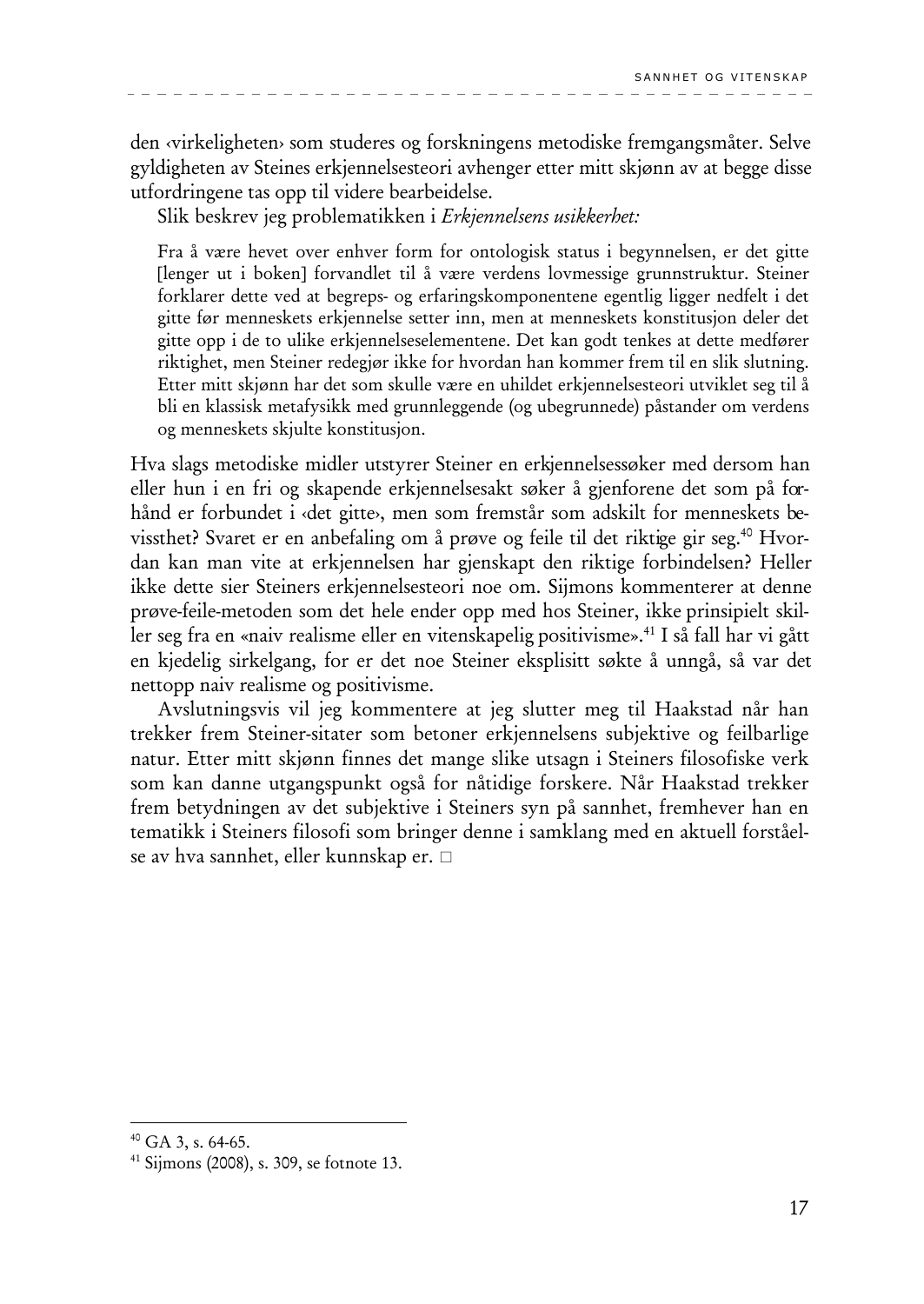den ‹virkeligheten› som studeres og forskningens metodiske fremgangsmåter. Selve gyldigheten av Steines erkjennelsesteori avhenger etter mitt skjønn av at begge disse utfordringene tas opp til videre bearbeidelse.

Slik beskrev jeg problematikken i *Erkjennelsens usikkerhet:*

> Fra å være hevet over enhver form for ontologisk status i begynnelsen, er det gitte [lenger ut i boken] forvandlet til å være verdens lovmessige grunnstruktur. Steiner forklarer dette ved at begreps- og erfaringskomponentene egentlig ligger nedfelt i det gitte før menneskets erkjennelse setter inn, men at menneskets konstitusjon deler det gitte opp i de to ulike erkjennelseselementene. Det kan godt tenkes at dette medfører riktighet, men Steiner redegjør ikke for hvordan han kommer frem til en slik slutning. Etter mitt skjønn har det som skulle være en uhildet erkjennelsesteori utviklet seg til å bli en klassisk metafysikk med grunnleggende (og ubegrunnede) påstander om verdens og menneskets skjulte konstitusjon.

Hva slags metodiske midler utstyrer Steiner en erkjennelsessøker med dersom han eller hun i en fri og skapende erkjennelsesakt søker å gjenforene det som på forhånd er forbundet i ‹det gitte›, men som fremstår som adskilt for menneskets bevissthet? Svaret er en anbefaling om å prøve og feile til det riktige gir seg.[40] Hvordan kan man vite at erkjennelsen har gjenskapt den riktige forbindelsen? Heller ikke dette sier Steiners erkjennelsesteori noe om. Sijmons kommenterer at denne prøve-feile-metoden som det hele ender opp med hos Steiner, ikke prinsipielt skiller seg fra en «naiv realisme eller en vitenskapelig positivisme».[41] I så fall har vi gått en kjedelig sirkelgang, for er det noe Steiner eksplisitt søkte å unngå, så var det nettopp naiv realisme og positivisme.

Avslutningsvis vil jeg kommentere at jeg slutter meg til Haakstad når han trekker frem Steiner-sitater som betoner erkjennelsens subjektive og feilbarlige natur. Etter mitt skjønn finnes det mange slike utsagn i Steiners filosofiske verk som kan danne utgangspunkt også for nåtidige forskere. Når Haakstad trekker frem betydningen av det subjektive i Steiners syn på sannhet, fremhever han en tematikk i Steiners filosofi som bringer denne i samklang med en aktuell forståelse av hva sannhet, eller kunnskap er. □

---

[40] GA 3, s. 64-65.

[41] Sijmons (2008), s. 309, se fotnote 13.